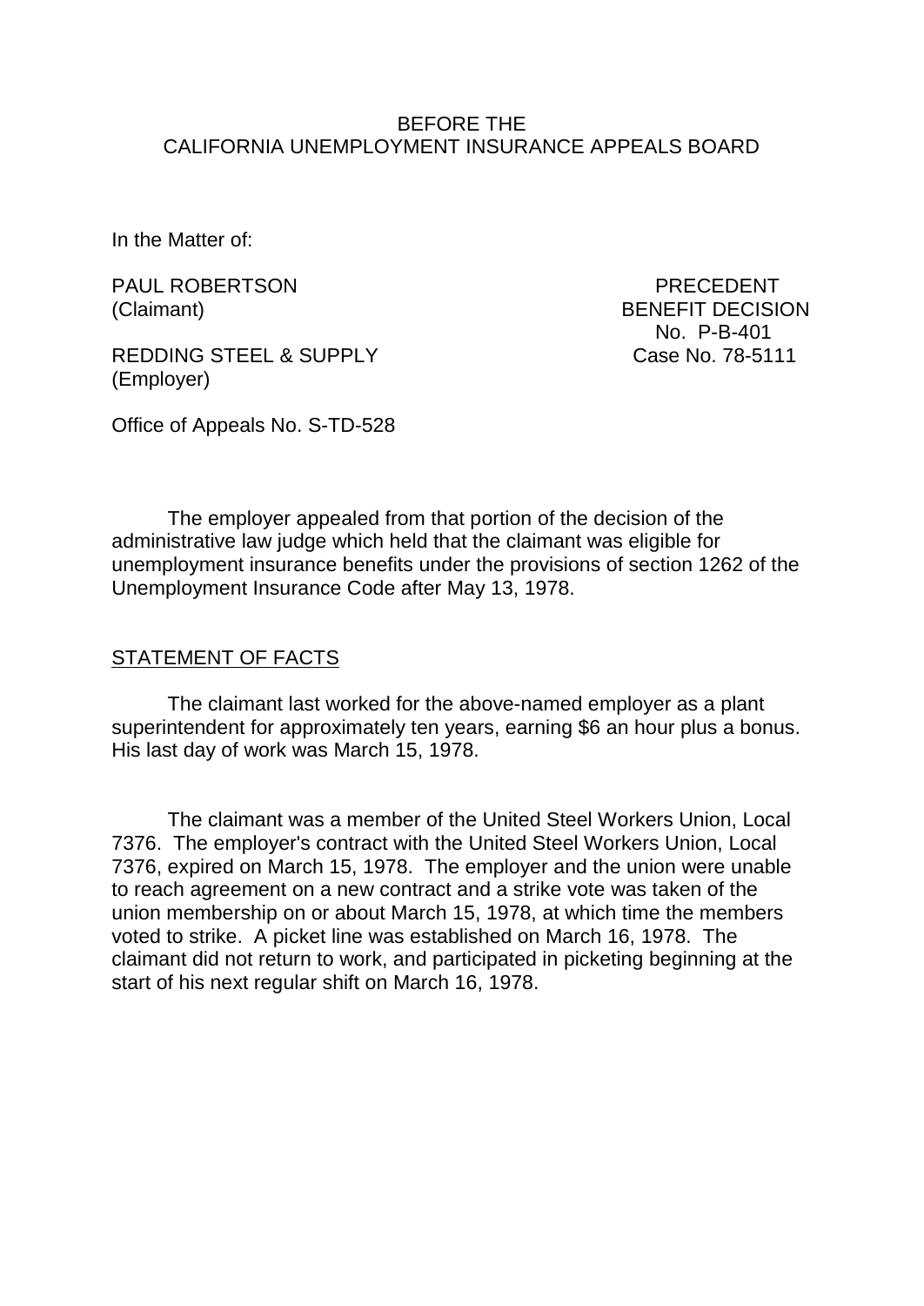BEFORE THE
CALIFORNIA UNEMPLOYMENT INSURANCE APPEALS BOARD

In the Matter of:

PAUL ROBERTSON
(Claimant)

REDDING STEEL & SUPPLY
(Employer)

PRECEDENT
BENEFIT DECISION
No. P-B-401
Case No. 78-5111

Office of Appeals No. S-TD-528

The employer appealed from that portion of the decision of the administrative law judge which held that the claimant was eligible for unemployment insurance benefits under the provisions of section 1262 of the Unemployment Insurance Code after May 13, 1978.

STATEMENT OF FACTS

The claimant last worked for the above-named employer as a plant superintendent for approximately ten years, earning $6 an hour plus a bonus. His last day of work was March 15, 1978.

The claimant was a member of the United Steel Workers Union, Local 7376. The employer's contract with the United Steel Workers Union, Local 7376, expired on March 15, 1978. The employer and the union were unable to reach agreement on a new contract and a strike vote was taken of the union membership on or about March 15, 1978, at which time the members voted to strike. A picket line was established on March 16, 1978. The claimant did not return to work, and participated in picketing beginning at the start of his next regular shift on March 16, 1978.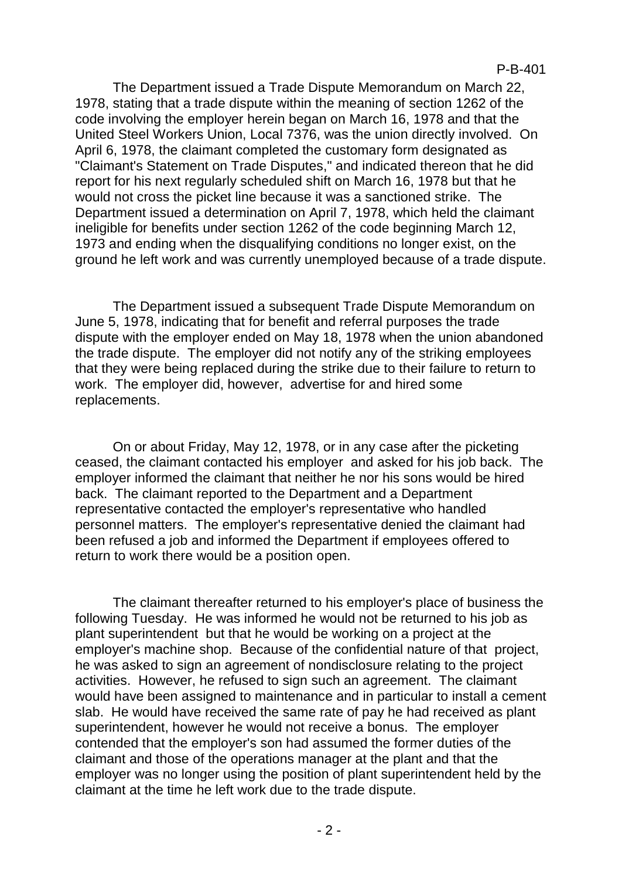The Department issued a Trade Dispute Memorandum on March 22, 1978, stating that a trade dispute within the meaning of section 1262 of the code involving the employer herein began on March 16, 1978 and that the United Steel Workers Union, Local 7376, was the union directly involved. On April 6, 1978, the claimant completed the customary form designated as "Claimant's Statement on Trade Disputes," and indicated thereon that he did report for his next regularly scheduled shift on March 16, 1978 but that he would not cross the picket line because it was a sanctioned strike. The Department issued a determination on April 7, 1978, which held the claimant ineligible for benefits under section 1262 of the code beginning March 12, 1973 and ending when the disqualifying conditions no longer exist, on the ground he left work and was currently unemployed because of a trade dispute.

The Department issued a subsequent Trade Dispute Memorandum on June 5, 1978, indicating that for benefit and referral purposes the trade dispute with the employer ended on May 18, 1978 when the union abandoned the trade dispute. The employer did not notify any of the striking employees that they were being replaced during the strike due to their failure to return to work. The employer did, however, advertise for and hired some replacements.

On or about Friday, May 12, 1978, or in any case after the picketing ceased, the claimant contacted his employer and asked for his job back. The employer informed the claimant that neither he nor his sons would be hired back. The claimant reported to the Department and a Department representative contacted the employer's representative who handled personnel matters. The employer's representative denied the claimant had been refused a job and informed the Department if employees offered to return to work there would be a position open.

The claimant thereafter returned to his employer's place of business the following Tuesday. He was informed he would not be returned to his job as plant superintendent but that he would be working on a project at the employer's machine shop. Because of the confidential nature of that project, he was asked to sign an agreement of nondisclosure relating to the project activities. However, he refused to sign such an agreement. The claimant would have been assigned to maintenance and in particular to install a cement slab. He would have received the same rate of pay he had received as plant superintendent, however he would not receive a bonus. The employer contended that the employer's son had assumed the former duties of the claimant and those of the operations manager at the plant and that the employer was no longer using the position of plant superintendent held by the claimant at the time he left work due to the trade dispute.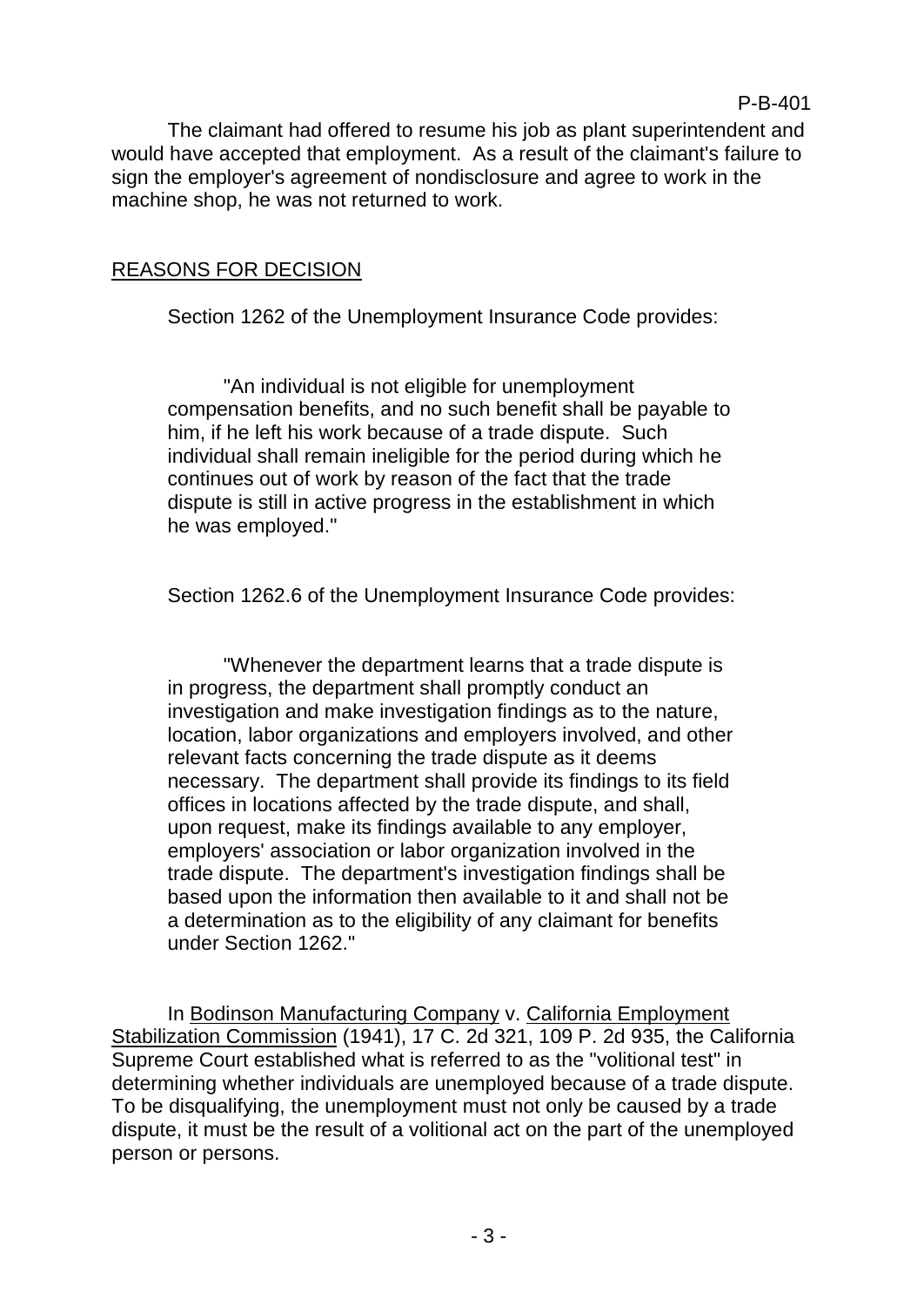The claimant had offered to resume his job as plant superintendent and would have accepted that employment. As a result of the claimant's failure to sign the employer's agreement of nondisclosure and agree to work in the machine shop, he was not returned to work.

## REASONS FOR DECISION

Section 1262 of the Unemployment Insurance Code provides:

> "An individual is not eligible for unemployment compensation benefits, and no such benefit shall be payable to him, if he left his work because of a trade dispute. Such individual shall remain ineligible for the period during which he continues out of work by reason of the fact that the trade dispute is still in active progress in the establishment in which he was employed."

Section 1262.6 of the Unemployment Insurance Code provides:

> "Whenever the department learns that a trade dispute is in progress, the department shall promptly conduct an investigation and make investigation findings as to the nature, location, labor organizations and employers involved, and other relevant facts concerning the trade dispute as it deems necessary. The department shall provide its findings to its field offices in locations affected by the trade dispute, and shall, upon request, make its findings available to any employer, employers' association or labor organization involved in the trade dispute. The department's investigation findings shall be based upon the information then available to it and shall not be a determination as to the eligibility of any claimant for benefits under Section 1262."

In Bodinson Manufacturing Company v. California Employment Stabilization Commission (1941), 17 C. 2d 321, 109 P. 2d 935, the California Supreme Court established what is referred to as the "volitional test" in determining whether individuals are unemployed because of a trade dispute. To be disqualifying, the unemployment must not only be caused by a trade dispute, it must be the result of a volitional act on the part of the unemployed person or persons.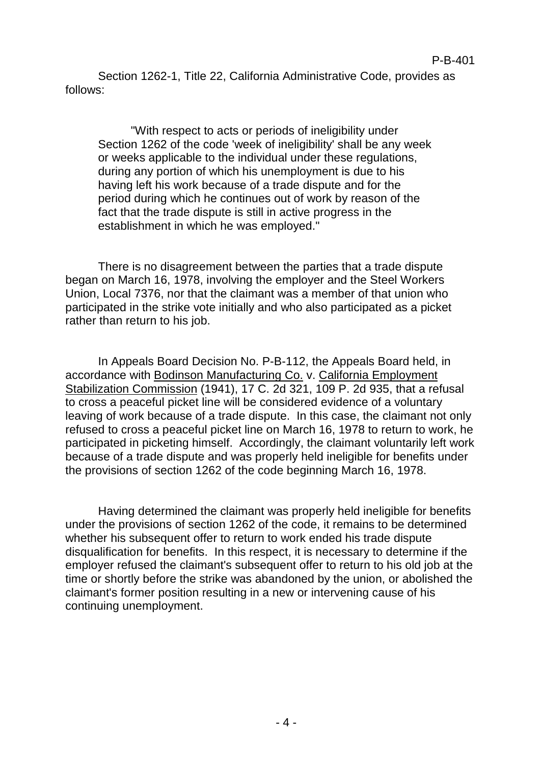Section 1262-1, Title 22, California Administrative Code, provides as follows:

> "With respect to acts or periods of ineligibility under Section 1262 of the code 'week of ineligibility' shall be any week or weeks applicable to the individual under these regulations, during any portion of which his unemployment is due to his having left his work because of a trade dispute and for the period during which he continues out of work by reason of the fact that the trade dispute is still in active progress in the establishment in which he was employed."

There is no disagreement between the parties that a trade dispute began on March 16, 1978, involving the employer and the Steel Workers Union, Local 7376, nor that the claimant was a member of that union who participated in the strike vote initially and who also participated as a picket rather than return to his job.

In Appeals Board Decision No. P-B-112, the Appeals Board held, in accordance with Bodinson Manufacturing Co. v. California Employment Stabilization Commission (1941), 17 C. 2d 321, 109 P. 2d 935, that a refusal to cross a peaceful picket line will be considered evidence of a voluntary leaving of work because of a trade dispute. In this case, the claimant not only refused to cross a peaceful picket line on March 16, 1978 to return to work, he participated in picketing himself. Accordingly, the claimant voluntarily left work because of a trade dispute and was properly held ineligible for benefits under the provisions of section 1262 of the code beginning March 16, 1978.

Having determined the claimant was properly held ineligible for benefits under the provisions of section 1262 of the code, it remains to be determined whether his subsequent offer to return to work ended his trade dispute disqualification for benefits. In this respect, it is necessary to determine if the employer refused the claimant's subsequent offer to return to his old job at the time or shortly before the strike was abandoned by the union, or abolished the claimant's former position resulting in a new or intervening cause of his continuing unemployment.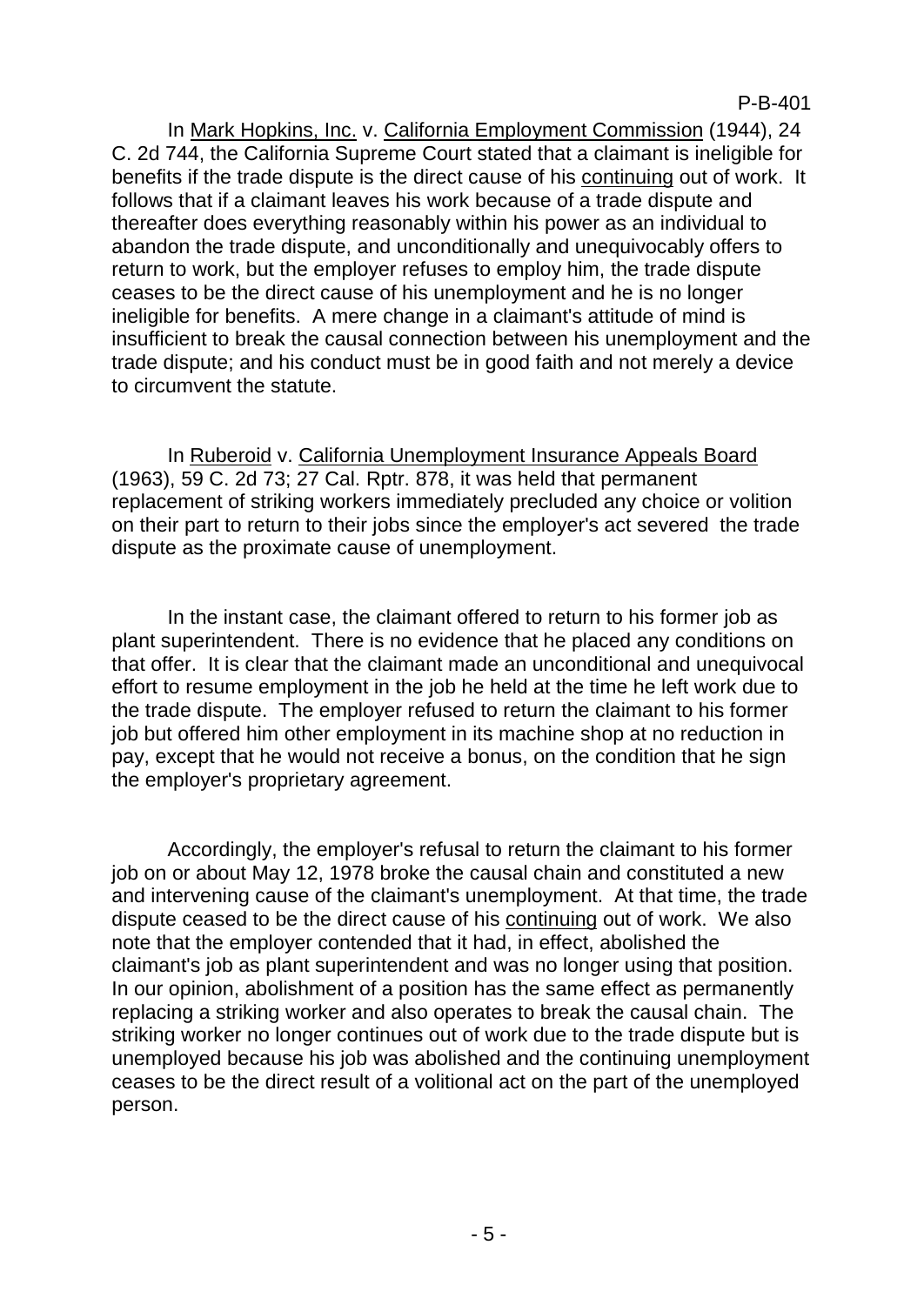In Mark Hopkins, Inc. v. California Employment Commission (1944), 24 C. 2d 744, the California Supreme Court stated that a claimant is ineligible for benefits if the trade dispute is the direct cause of his continuing out of work. It follows that if a claimant leaves his work because of a trade dispute and thereafter does everything reasonably within his power as an individual to abandon the trade dispute, and unconditionally and unequivocably offers to return to work, but the employer refuses to employ him, the trade dispute ceases to be the direct cause of his unemployment and he is no longer ineligible for benefits. A mere change in a claimant's attitude of mind is insufficient to break the causal connection between his unemployment and the trade dispute; and his conduct must be in good faith and not merely a device to circumvent the statute.

In Ruberoid v. California Unemployment Insurance Appeals Board (1963), 59 C. 2d 73; 27 Cal. Rptr. 878, it was held that permanent replacement of striking workers immediately precluded any choice or volition on their part to return to their jobs since the employer's act severed the trade dispute as the proximate cause of unemployment.

In the instant case, the claimant offered to return to his former job as plant superintendent. There is no evidence that he placed any conditions on that offer. It is clear that the claimant made an unconditional and unequivocal effort to resume employment in the job he held at the time he left work due to the trade dispute. The employer refused to return the claimant to his former job but offered him other employment in its machine shop at no reduction in pay, except that he would not receive a bonus, on the condition that he sign the employer's proprietary agreement.

Accordingly, the employer's refusal to return the claimant to his former job on or about May 12, 1978 broke the causal chain and constituted a new and intervening cause of the claimant's unemployment. At that time, the trade dispute ceased to be the direct cause of his continuing out of work. We also note that the employer contended that it had, in effect, abolished the claimant's job as plant superintendent and was no longer using that position. In our opinion, abolishment of a position has the same effect as permanently replacing a striking worker and also operates to break the causal chain. The striking worker no longer continues out of work due to the trade dispute but is unemployed because his job was abolished and the continuing unemployment ceases to be the direct result of a volitional act on the part of the unemployed person.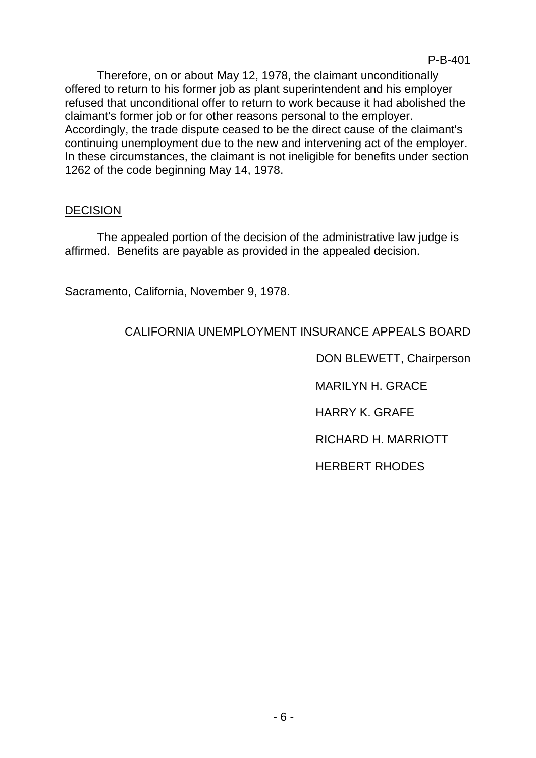Therefore, on or about May 12, 1978, the claimant unconditionally offered to return to his former job as plant superintendent and his employer refused that unconditional offer to return to work because it had abolished the claimant's former job or for other reasons personal to the employer. Accordingly, the trade dispute ceased to be the direct cause of the claimant's continuing unemployment due to the new and intervening act of the employer. In these circumstances, the claimant is not ineligible for benefits under section 1262 of the code beginning May 14, 1978.

## DECISION

The appealed portion of the decision of the administrative law judge is affirmed. Benefits are payable as provided in the appealed decision.

Sacramento, California, November 9, 1978.

CALIFORNIA UNEMPLOYMENT INSURANCE APPEALS BOARD

DON BLEWETT, Chairperson

MARILYN H. GRACE

HARRY K. GRAFE

RICHARD H. MARRIOTT

HERBERT RHODES